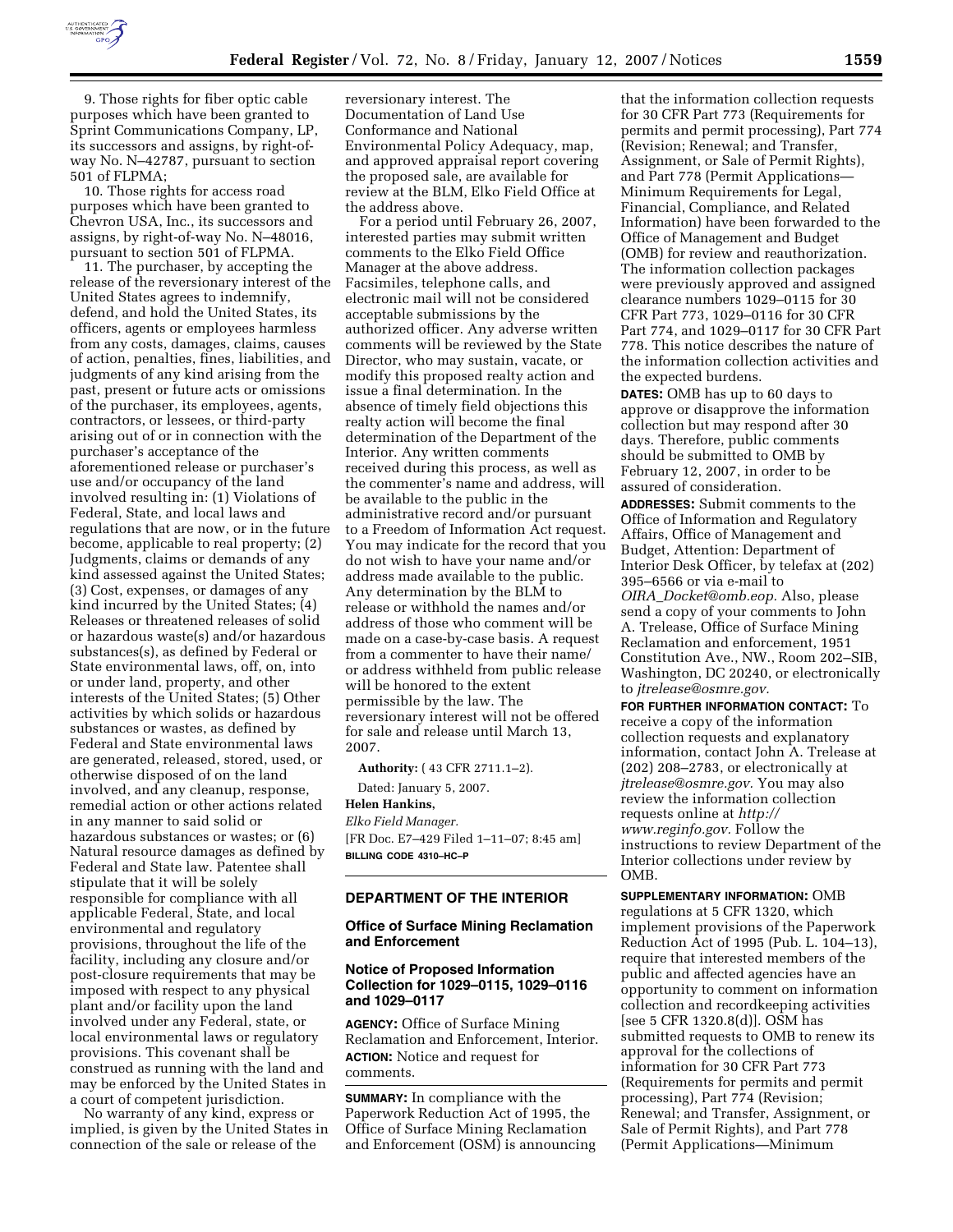9. Those rights for fiber optic cable purposes which have been granted to Sprint Communications Company, LP, its successors and assigns, by right-of-way No. N–42787, pursuant to section 501 of FLPMA;

10. Those rights for access road purposes which have been granted to Chevron USA, Inc., its successors and assigns, by right-of-way No. N–48016, pursuant to section 501 of FLPMA.

11. The purchaser, by accepting the release of the reversionary interest of the United States agrees to indemnify, defend, and hold the United States, its officers, agents or employees harmless from any costs, damages, claims, causes of action, penalties, fines, liabilities, and judgments of any kind arising from the past, present or future acts or omissions of the purchaser, its employees, agents, contractors, or lessees, or third-party arising out of or in connection with the purchaser's acceptance of the aforementioned release or purchaser's use and/or occupancy of the land involved resulting in: (1) Violations of Federal, State, and local laws and regulations that are now, or in the future become, applicable to real property; (2) Judgments, claims or demands of any kind assessed against the United States; (3) Cost, expenses, or damages of any kind incurred by the United States; (4) Releases or threatened releases of solid or hazardous waste(s) and/or hazardous substances(s), as defined by Federal or State environmental laws, off, on, into or under land, property, and other interests of the United States; (5) Other activities by which solids or hazardous substances or wastes, as defined by Federal and State environmental laws are generated, released, stored, used, or otherwise disposed of on the land involved, and any cleanup, response, remedial action or other actions related in any manner to said solid or hazardous substances or wastes; or (6) Natural resource damages as defined by Federal and State law. Patentee shall stipulate that it will be solely responsible for compliance with all applicable Federal, State, and local environmental and regulatory provisions, throughout the life of the facility, including any closure and/or post-closure requirements that may be imposed with respect to any physical plant and/or facility upon the land involved under any Federal, state, or local environmental laws or regulatory provisions. This covenant shall be construed as running with the land and may be enforced by the United States in a court of competent jurisdiction.

No warranty of any kind, express or implied, is given by the United States in connection of the sale or release of the reversionary interest. The Documentation of Land Use Conformance and National Environmental Policy Adequacy, map, and approved appraisal report covering the proposed sale, are available for review at the BLM, Elko Field Office at the address above.

For a period until February 26, 2007, interested parties may submit written comments to the Elko Field Office Manager at the above address. Facsimiles, telephone calls, and electronic mail will not be considered acceptable submissions by the authorized officer. Any adverse written comments will be reviewed by the State Director, who may sustain, vacate, or modify this proposed realty action and issue a final determination. In the absence of timely field objections this realty action will become the final determination of the Department of the Interior. Any written comments received during this process, as well as the commenter's name and address, will be available to the public in the administrative record and/or pursuant to a Freedom of Information Act request. You may indicate for the record that you do not wish to have your name and/or address made available to the public. Any determination by the BLM to release or withhold the names and/or address of those who comment will be made on a case-by-case basis. A request from a commenter to have their name/ or address withheld from public release will be honored to the extent permissible by the law. The reversionary interest will not be offered for sale and release until March 13, 2007.

**Authority:** ( 43 CFR 2711.1–2).

Dated: January 5, 2007.

**Helen Hankins,**

*Elko Field Manager.*

[FR Doc. E7–429 Filed 1–11–07; 8:45 am]

**BILLING CODE 4310–HC–P**

## DEPARTMENT OF THE INTERIOR

### Office of Surface Mining Reclamation and Enforcement

### Notice of Proposed Information Collection for 1029–0115, 1029–0116 and 1029–0117

**AGENCY:** Office of Surface Mining Reclamation and Enforcement, Interior.

**ACTION:** Notice and request for comments.

**SUMMARY:** In compliance with the Paperwork Reduction Act of 1995, the Office of Surface Mining Reclamation and Enforcement (OSM) is announcing that the information collection requests for 30 CFR Part 773 (Requirements for permits and permit processing), Part 774 (Revision; Renewal; and Transfer, Assignment, or Sale of Permit Rights), and Part 778 (Permit Applications—Minimum Requirements for Legal, Financial, Compliance, and Related Information) have been forwarded to the Office of Management and Budget (OMB) for review and reauthorization. The information collection packages were previously approved and assigned clearance numbers 1029–0115 for 30 CFR Part 773, 1029–0116 for 30 CFR Part 774, and 1029–0117 for 30 CFR Part 778. This notice describes the nature of the information collection activities and the expected burdens.

**DATES:** OMB has up to 60 days to approve or disapprove the information collection but may respond after 30 days. Therefore, public comments should be submitted to OMB by February 12, 2007, in order to be assured of consideration.

**ADDRESSES:** Submit comments to the Office of Information and Regulatory Affairs, Office of Management and Budget, Attention: Department of Interior Desk Officer, by telefax at (202) 395–6566 or via e-mail to *OIRA_Docket@omb.eop.* Also, please send a copy of your comments to John A. Trelease, Office of Surface Mining Reclamation and enforcement, 1951 Constitution Ave., NW., Room 202–SIB, Washington, DC 20240, or electronically to *jtrelease@osmre.gov.*

**FOR FURTHER INFORMATION CONTACT:** To receive a copy of the information collection requests and explanatory information, contact John A. Trelease at (202) 208–2783, or electronically at *jtrelease@osmre.gov.* You may also review the information collection requests online at *http://www.reginfo.gov.* Follow the instructions to review Department of the Interior collections under review by OMB.

**SUPPLEMENTARY INFORMATION:** OMB regulations at 5 CFR 1320, which implement provisions of the Paperwork Reduction Act of 1995 (Pub. L. 104–13), require that interested members of the public and affected agencies have an opportunity to comment on information collection and recordkeeping activities [see 5 CFR 1320.8(d)]. OSM has submitted requests to OMB to renew its approval for the collections of information for 30 CFR Part 773 (Requirements for permits and permit processing), Part 774 (Revision; Renewal; and Transfer, Assignment, or Sale of Permit Rights), and Part 778 (Permit Applications—Minimum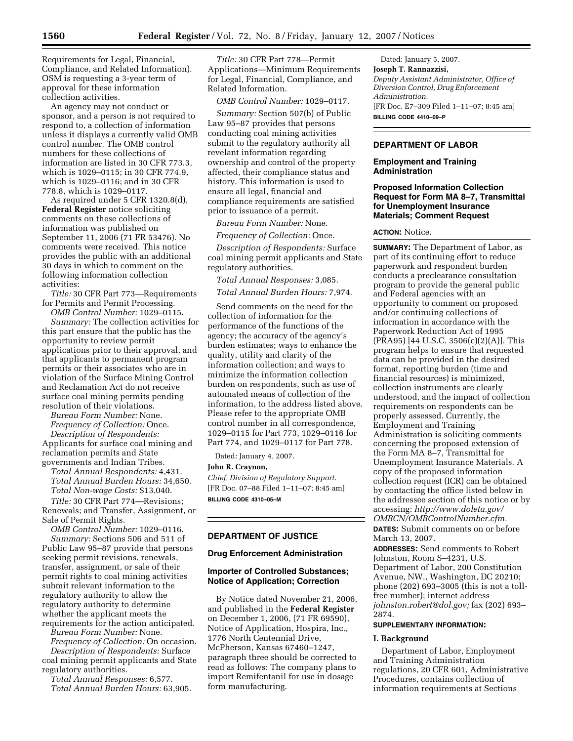Requirements for Legal, Financial, Compliance, and Related Information). OSM is requesting a 3-year term of approval for these information collection activities.

An agency may not conduct or sponsor, and a person is not required to respond to, a collection of information unless it displays a currently valid OMB control number. The OMB control numbers for these collections of information are listed in 30 CFR 773.3, which is 1029–0115; in 30 CFR 774.9, which is 1029–0116; and in 30 CFR 778.8, which is 1029–0117.

As required under 5 CFR 1320.8(d), **Federal Register** notice soliciting comments on these collections of information was published on September 11, 2006 (71 FR 53476). No comments were received. This notice provides the public with an additional 30 days in which to comment on the following information collection activities:

*Title:* 30 CFR Part 773—Requirements for Permits and Permit Processing.

*OMB Control Number:* 1029–0115.

*Summary:* The collection activities for this part ensure that the public has the opportunity to review permit applications prior to their approval, and that applicants to permanent program permits or their associates who are in violation of the Surface Mining Control and Reclamation Act do not receive surface coal mining permits pending resolution of their violations.

*Bureau Form Number:* None.

*Frequency of Collection:* Once.

*Description of Respondents:* Applicants for surface coal mining and reclamation permits and State governments and Indian Tribes.

*Total Annual Respondents:* 4,431.

*Total Annual Burden Hours:* 34,650.

*Total Non-wage Costs:* $13,040.

*Title:* 30 CFR Part 774—Revisions; Renewals; and Transfer, Assignment, or Sale of Permit Rights.

*OMB Control Number:* 1029–0116.

*Summary:* Sections 506 and 511 of Public Law 95–87 provide that persons seeking permit revisions, renewals, transfer, assignment, or sale of their permit rights to coal mining activities submit relevant information to the regulatory authority to allow the regulatory authority to determine whether the applicant meets the requirements for the action anticipated.

*Bureau Form Number:* None.

*Frequency of Collection:* On occasion.

*Description of Respondents:* Surface coal mining permit applicants and State regulatory authorities.

*Total Annual Responses:* 6,577.

*Total Annual Burden Hours:* 63,905.

*Title:* 30 CFR Part 778—Permit Applications—Minimum Requirements for Legal, Financial, Compliance, and Related Information.

*OMB Control Number:* 1029–0117.

*Summary:* Section 507(b) of Public Law 95–87 provides that persons conducting coal mining activities submit to the regulatory authority all revelant information regarding ownership and control of the property affected, their compliance status and history. This information is used to ensure all legal, financial and compliance requirements are satisfied prior to issuance of a permit.

*Bureau Form Number:* None.

*Frequency of Collection:* Once.

*Description of Respondents:* Surface coal mining permit applicants and State regulatory authorities.

*Total Annual Responses:* 3,085.

*Total Annual Burden Hours:* 7,974.

Send comments on the need for the collection of information for the performance of the functions of the agency; the accuracy of the agency's burden estimates; ways to enhance the quality, utility and clarity of the information collection; and ways to minimize the information collection burden on respondents, such as use of automated means of collection of the information, to the address listed above. Please refer to the appropriate OMB control number in all correspondence, 1029–0115 for Part 773, 1029–0116 for Part 774, and 1029–0117 for Part 778.

Dated: January 4, 2007.

**John R. Craynon,**

*Chief, Division of Regulatory Support.*

[FR Doc. 07–88 Filed 1–11–07; 8:45 am]

**BILLING CODE 4310–05–M**

## DEPARTMENT OF JUSTICE

### Drug Enforcement Administration

### Importer of Controlled Substances; Notice of Application; Correction

By Notice dated November 21, 2006, and published in the **Federal Register** on December 1, 2006, (71 FR 69590), Notice of Application, Hospira, Inc., 1776 North Centennial Drive, McPherson, Kansas 67460–1247, paragraph three should be corrected to read as follows: The company plans to import Remifentanil for use in dosage form manufacturing.

Dated: January 5, 2007.

**Joseph T. Rannazzisi,**

*Deputy Assistant Administrator, Office of Diversion Control, Drug Enforcement Administration.*

[FR Doc. E7–309 Filed 1–11–07; 8:45 am]

**BILLING CODE 4410–09–P**

## DEPARTMENT OF LABOR

### Employment and Training Administration

### Proposed Information Collection Request for Form MA 8–7, Transmittal for Unemployment Insurance Materials; Comment Request

**ACTION:** Notice.

**SUMMARY:** The Department of Labor, as part of its continuing effort to reduce paperwork and respondent burden conducts a preclearance consultation program to provide the general public and Federal agencies with an opportunity to comment on proposed and/or continuing collections of information in accordance with the Paperwork Reduction Act of 1995 (PRA95) [44 U.S.C. 3506(c)(2)(A)]. This program helps to ensure that requested data can be provided in the desired format, reporting burden (time and financial resources) is minimized, collection instruments are clearly understood, and the impact of collection requirements on respondents can be properly assessed. Currently, the Employment and Training Administration is soliciting comments concerning the proposed extension of the Form MA 8–7, Transmittal for Unemployment Insurance Materials. A copy of the proposed information collection request (ICR) can be obtained by contacting the office listed below in the addressee section of this notice or by accessing: *http://www.doleta.gov/OMBCN/OMBControlNumber.cfm.*

**DATES:** Submit comments on or before March 13, 2007.

**ADDRESSES:** Send comments to Robert Johnston, Room S–4231, U.S. Department of Labor, 200 Constitution Avenue, NW., Washington, DC 20210; phone (202) 693–3005 (this is not a toll-free number); internet address *johnston.robert@dol.gov;* fax (202) 693–2874.

**SUPPLEMENTARY INFORMATION:**

**I. Background**

Department of Labor, Employment and Training Administration regulations, 20 CFR 601, Administrative Procedures, contains collection of information requirements at Sections